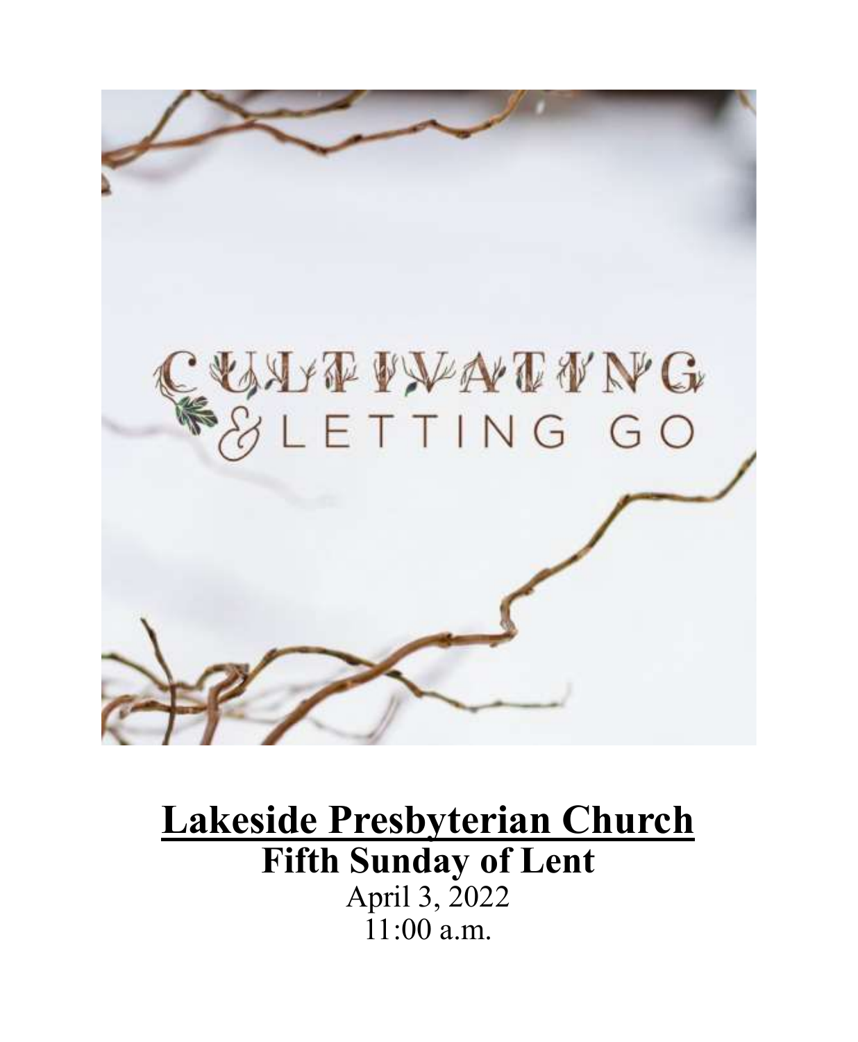CULTIVATING & LETTING GO

# Lakeside Presbyterian Church

## Fifth Sunday of Lent

April 3, 2022
11:00 a.m.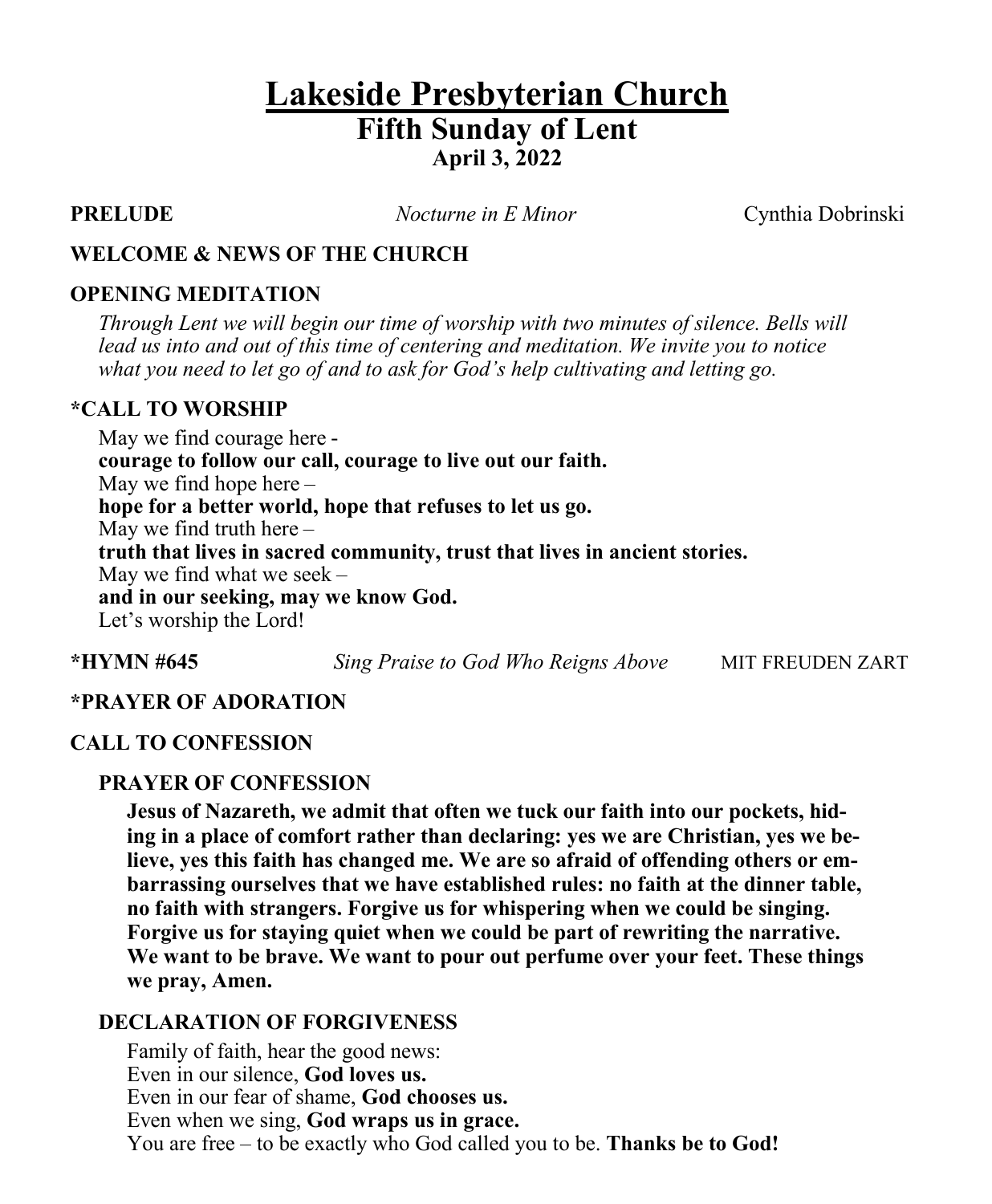# Lakeside Presbyterian Church

## Fifth Sunday of Lent

**April 3, 2022**

**PRELUDE** *Nocturne in E Minor* Cynthia Dobrinski

**WELCOME & NEWS OF THE CHURCH**

**OPENING MEDITATION**

*Through Lent we will begin our time of worship with two minutes of silence. Bells will lead us into and out of this time of centering and meditation. We invite you to notice what you need to let go of and to ask for God's help cultivating and letting go.*

**\*CALL TO WORSHIP**

May we find courage here -
**courage to follow our call, courage to live out our faith.**
May we find hope here –
**hope for a better world, hope that refuses to let us go.**
May we find truth here –
**truth that lives in sacred community, trust that lives in ancient stories.**
May we find what we seek –
**and in our seeking, may we know God.**
Let's worship the Lord!

**\*HYMN #645** *Sing Praise to God Who Reigns Above* MIT FREUDEN ZART

**\*PRAYER OF ADORATION**

**CALL TO CONFESSION**

**PRAYER OF CONFESSION**

**Jesus of Nazareth, we admit that often we tuck our faith into our pockets, hiding in a place of comfort rather than declaring: yes we are Christian, yes we believe, yes this faith has changed me. We are so afraid of offending others or embarrassing ourselves that we have established rules: no faith at the dinner table, no faith with strangers. Forgive us for whispering when we could be singing. Forgive us for staying quiet when we could be part of rewriting the narrative. We want to be brave. We want to pour out perfume over your feet. These things we pray, Amen.**

**DECLARATION OF FORGIVENESS**

Family of faith, hear the good news:
Even in our silence, **God loves us.**
Even in our fear of shame, **God chooses us.**
Even when we sing, **God wraps us in grace.**
You are free – to be exactly who God called you to be. **Thanks be to God!**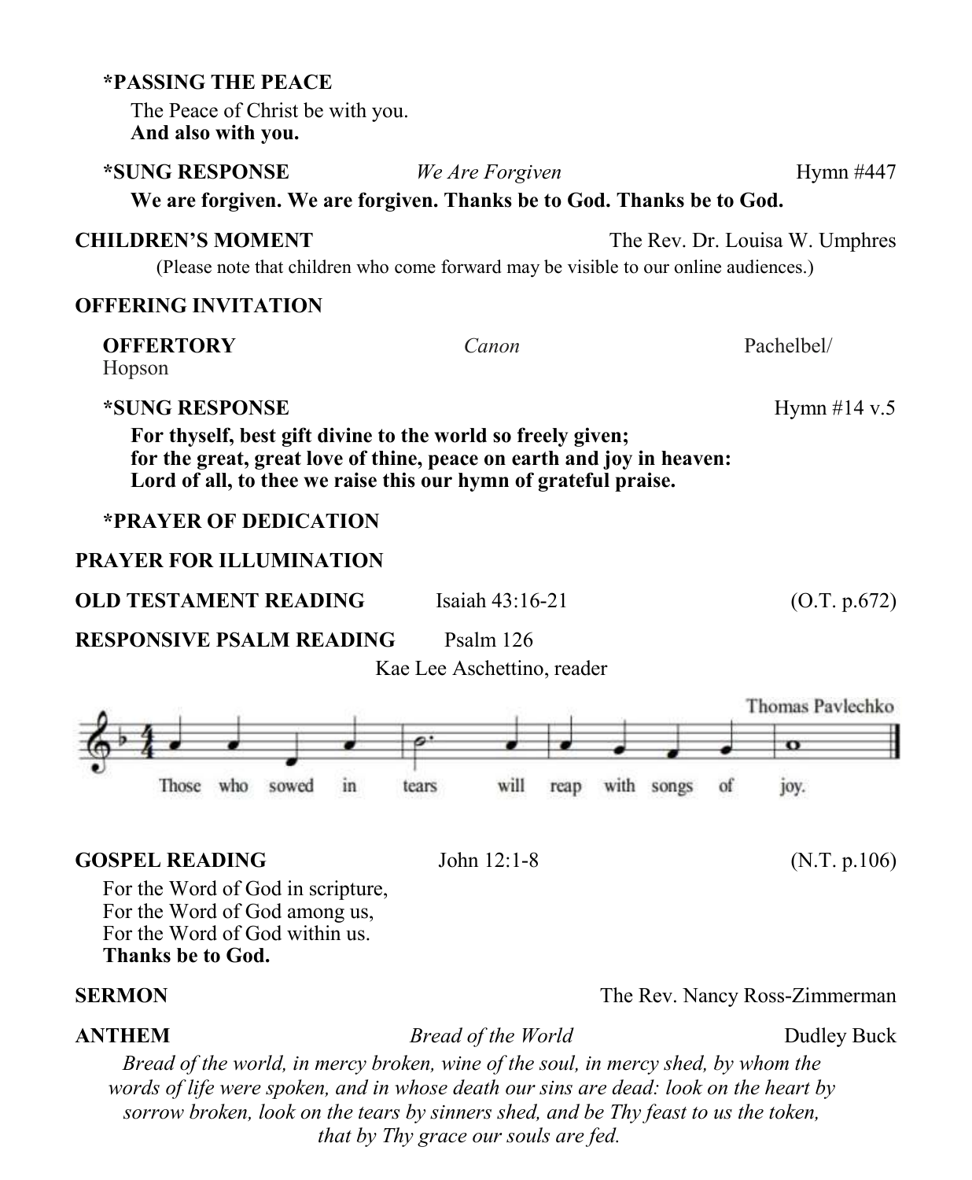**\*PASSING THE PEACE**

The Peace of Christ be with you.
**And also with you.**

**\*SUNG RESPONSE** *We Are Forgiven* Hymn #447

**We are forgiven. We are forgiven. Thanks be to God. Thanks be to God.**

**CHILDREN'S MOMENT** The Rev. Dr. Louisa W. Umphres

(Please note that children who come forward may be visible to our online audiences.)

**OFFERING INVITATION**

**OFFERTORY** *Canon* Pachelbel/Hopson

**\*SUNG RESPONSE** Hymn #14 v.5

**For thyself, best gift divine to the world so freely given;**
**for the great, great love of thine, peace on earth and joy in heaven:**
**Lord of all, to thee we raise this our hymn of grateful praise.**

**\*PRAYER OF DEDICATION**

**PRAYER FOR ILLUMINATION**

**OLD TESTAMENT READING** Isaiah 43:16-21 (O.T. p.672)

**RESPONSIVE PSALM READING** Psalm 126

Kae Lee Aschettino, reader

Thomas Pavlechko

Those who sowed in tears will reap with songs of joy.

**GOSPEL READING** John 12:1-8 (N.T. p.106)

For the Word of God in scripture,
For the Word of God among us,
For the Word of God within us.
**Thanks be to God.**

**SERMON** The Rev. Nancy Ross-Zimmerman

**ANTHEM** *Bread of the World* Dudley Buck

*Bread of the world, in mercy broken, wine of the soul, in mercy shed, by whom the words of life were spoken, and in whose death our sins are dead: look on the heart by sorrow broken, look on the tears by sinners shed, and be Thy feast to us the token, that by Thy grace our souls are fed.*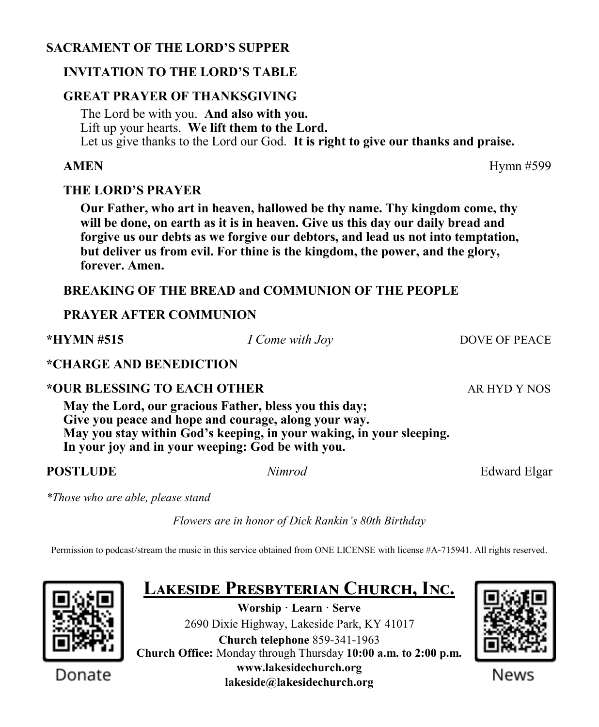## SACRAMENT OF THE LORD'S SUPPER

### INVITATION TO THE LORD'S TABLE

### GREAT PRAYER OF THANKSGIVING

The Lord be with you. **And also with you.**
Lift up your hearts. **We lift them to the Lord.**
Let us give thanks to the Lord our God. **It is right to give our thanks and praise.**

**AMEN** Hymn #599

### THE LORD'S PRAYER

**Our Father, who art in heaven, hallowed be thy name. Thy kingdom come, thy will be done, on earth as it is in heaven. Give us this day our daily bread and forgive us our debts as we forgive our debtors, and lead us not into temptation, but deliver us from evil. For thine is the kingdom, the power, and the glory, forever. Amen.**

### BREAKING OF THE BREAD and COMMUNION OF THE PEOPLE

### PRAYER AFTER COMMUNION

**\*HYMN #515** *I Come with Joy* DOVE OF PEACE

**\*CHARGE AND BENEDICTION**

**\*OUR BLESSING TO EACH OTHER** AR HYD Y NOS

**May the Lord, our gracious Father, bless you this day;**
**Give you peace and hope and courage, along your way.**
**May you stay within God's keeping, in your waking, in your sleeping.**
**In your joy and in your weeping: God be with you.**

**POSTLUDE** *Nimrod* Edward Elgar

*\*Those who are able, please stand*

*Flowers are in honor of Dick Rankin's 80th Birthday*

Permission to podcast/stream the music in this service obtained from ONE LICENSE with license #A-715941. All rights reserved.

Donate

## Lakeside Presbyterian Church, Inc.

**Worship · Learn · Serve**
2690 Dixie Highway, Lakeside Park, KY 41017
**Church telephone** 859-341-1963
**Church Office:** Monday through Thursday **10:00 a.m. to 2:00 p.m.**
**www.lakesidechurch.org**
**lakeside@lakesidechurch.org**

News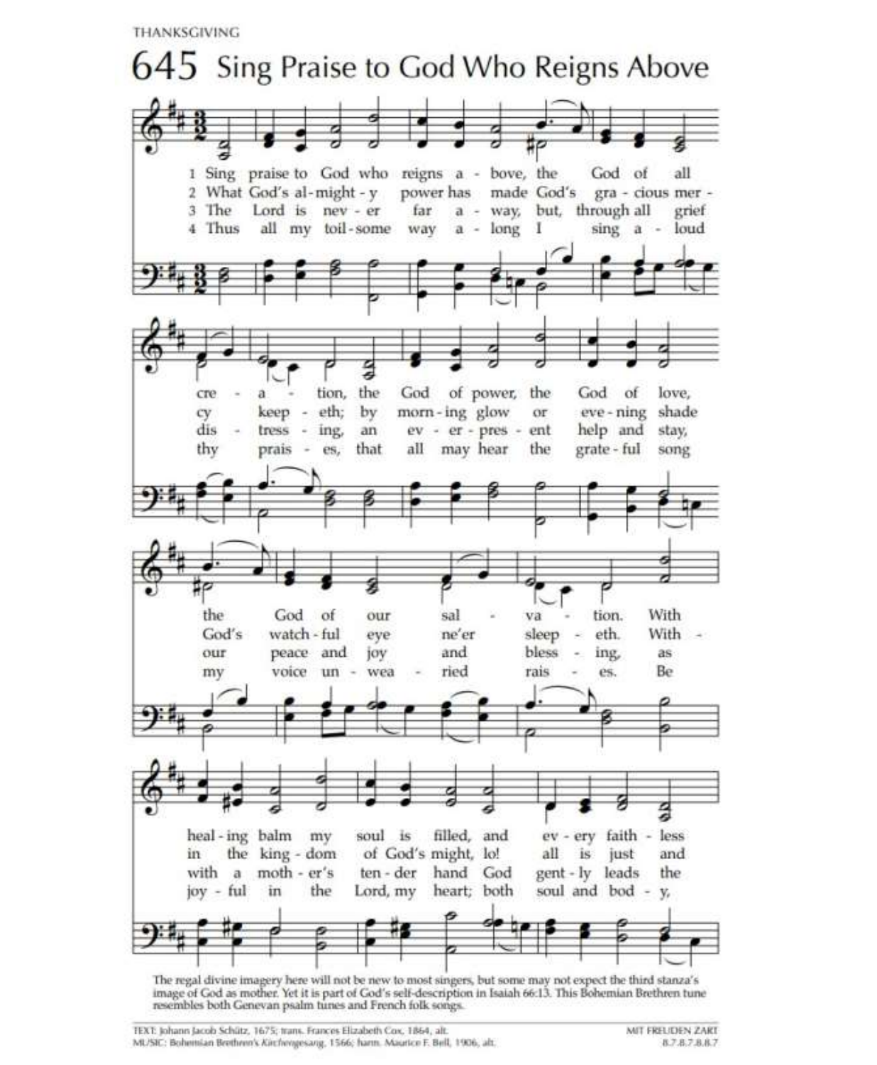THANKSGIVING

# 645 Sing Praise to God Who Reigns Above

1 Sing praise to God who reigns above, the God of all creation, the God of power, the God of love, the God of our salvation. With healing balm my soul is filled, and every faithless

2 What God's almighty power has made God's gracious mercy keepeth; by morning glow or evening shade God's watchful eye ne'er sleepeth. Within the kingdom of God's might, lo! all is just and

3 The Lord is never far away, but, through all grief distressing, an ever-present help and stay, our peace and joy and blessing, as with a mother's tender hand God gently leads the

4 Thus all my toilsome way along I sing aloud thy praises, that all may hear the grateful song my voice unwearied raises. Be joyful in the Lord, my heart; both soul and body,

The regal divine imagery here will not be new to most singers, but some may not expect the third stanza's image of God as mother. Yet it is part of God's self-description in Isaiah 66:13. This Bohemian Brethren tune resembles both Genevan psalm tunes and French folk songs.

TEXT: Johann Jacob Schütz, 1675; trans. Frances Elizabeth Cox, 1864, alt.
MUSIC: Bohemian Brethren's *Kirchengesang*, 1566; harm. Maurice F. Bell, 1906, alt.

MIT FREUDEN ZART
8.7.8.7.8.8.7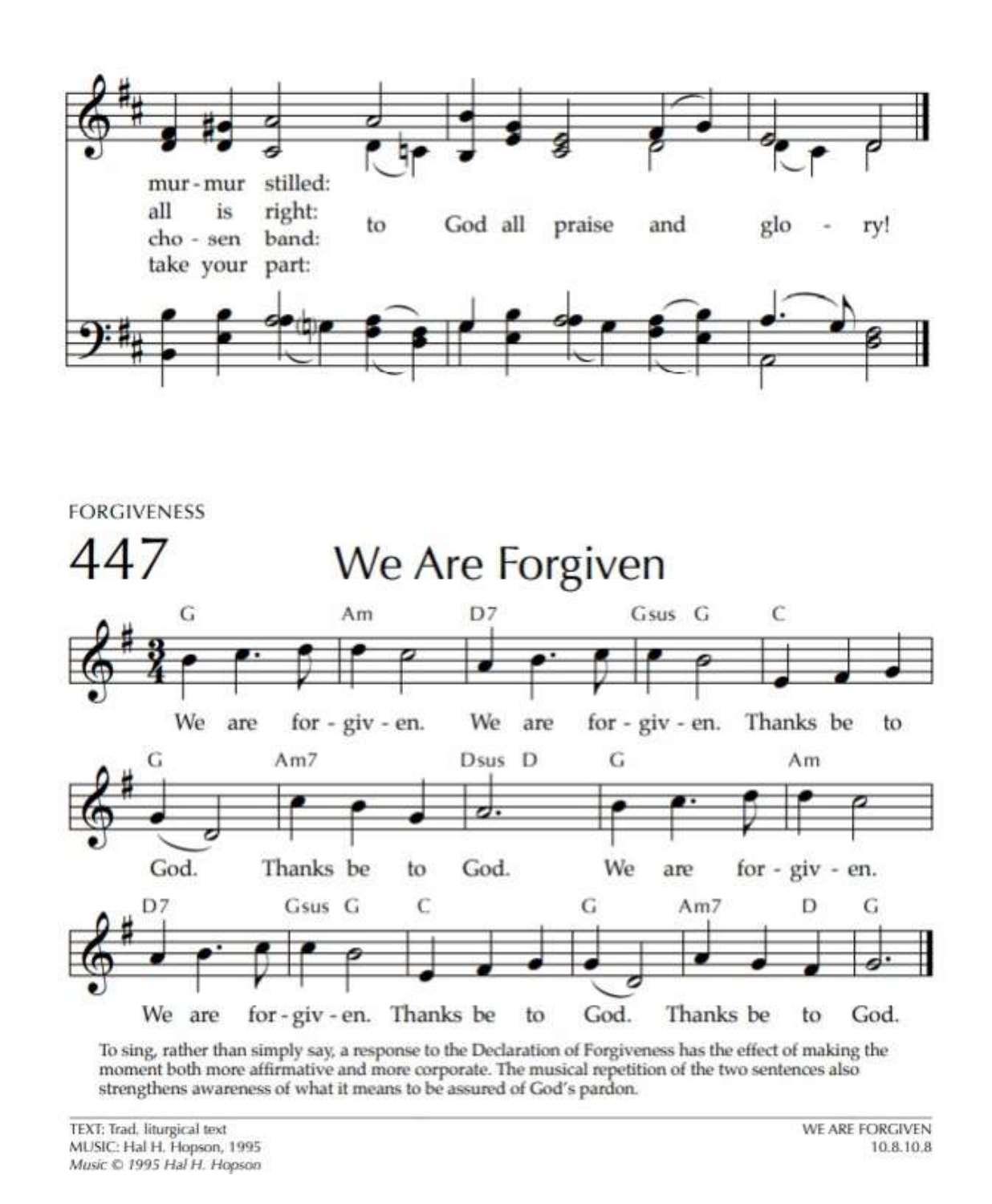mur - mur stilled:
all is right:
cho - sen band:
take your part:
to God all praise and glo - ry!

FORGIVENESS

# 447 We Are Forgiven

G Am D7 Gsus G C

We are for - giv - en. We are for - giv - en. Thanks be to

G Am7 Dsus D G Am

God. Thanks be to God. We are for - giv - en.

D7 Gsus G C G Am7 D G

We are for - giv - en. Thanks be to God. Thanks be to God.

To sing, rather than simply say, a response to the Declaration of Forgiveness has the effect of making the moment both more affirmative and more corporate. The musical repetition of the two sentences also strengthens awareness of what it means to be assured of God's pardon.

TEXT: Trad. liturgical text
MUSIC: Hal H. Hopson, 1995
*Music © 1995 Hal H. Hopson*

WE ARE FORGIVEN
10.8.10.8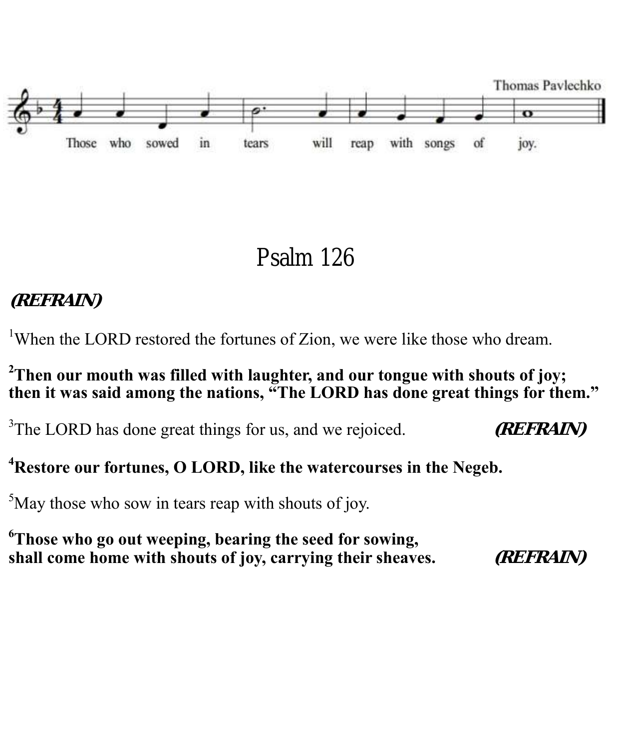Thomas Pavlechko

Those who sowed in tears will reap with songs of joy.

# Psalm 126

***(REFRAIN)***

[1]When the LORD restored the fortunes of Zion, we were like those who dream.

**[2]Then our mouth was filled with laughter, and our tongue with shouts of joy; then it was said among the nations, "The LORD has done great things for them."**

[3]The LORD has done great things for us, and we rejoiced. ***(REFRAIN)***

**[4]Restore our fortunes, O LORD, like the watercourses in the Negeb.**

[5]May those who sow in tears reap with shouts of joy.

**[6]Those who go out weeping, bearing the seed for sowing,**
**shall come home with shouts of joy, carrying their sheaves.** ***(REFRAIN)***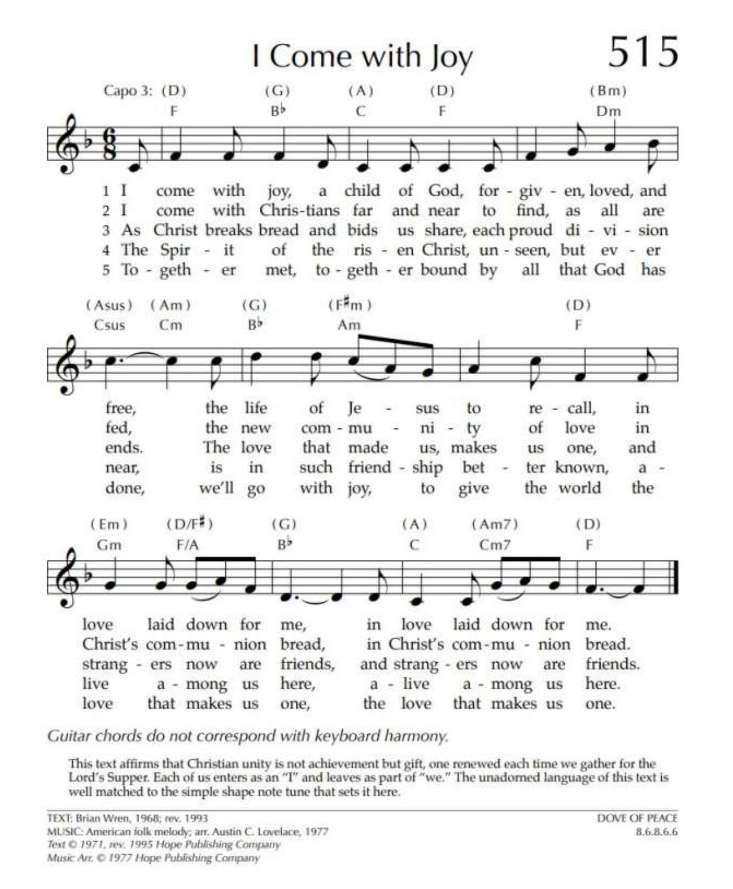# I Come with Joy

515

1 I come with joy, a child of God, forgiven, loved, and free, the life of Jesus to recall, in love laid down for me, in love laid down for me.

2 I come with Christians far and near to find, as all are fed, the new community of love in Christ's communion bread, in Christ's communion bread.

3 As Christ breaks bread and bids us share, each proud division ends. The love that made us, makes us one, and strangers now are friends, and strangers now are friends.

4 The Spirit of the risen Christ, unseen, but ever near, is in such friendship better known, alive among us here, alive among us here.

5 Together met, together bound by all that God has done, we'll go with joy, to give the world the love that makes us one, the love that makes us one.

*Guitar chords do not correspond with keyboard harmony.*

This text affirms that Christian unity is not achievement but gift, one renewed each time we gather for the Lord's Supper. Each of us enters as an "I" and leaves as part of "we." The unadorned language of this text is well matched to the simple shape note tune that sets it here.

TEXT: Brian Wren, 1968; rev. 1993
MUSIC: American folk melody; arr. Austin C. Lovelace, 1977
*Text © 1971, rev. 1995 Hope Publishing Company*
*Music Arr. © 1977 Hope Publishing Company*

DOVE OF PEACE
8.6.8.6.6